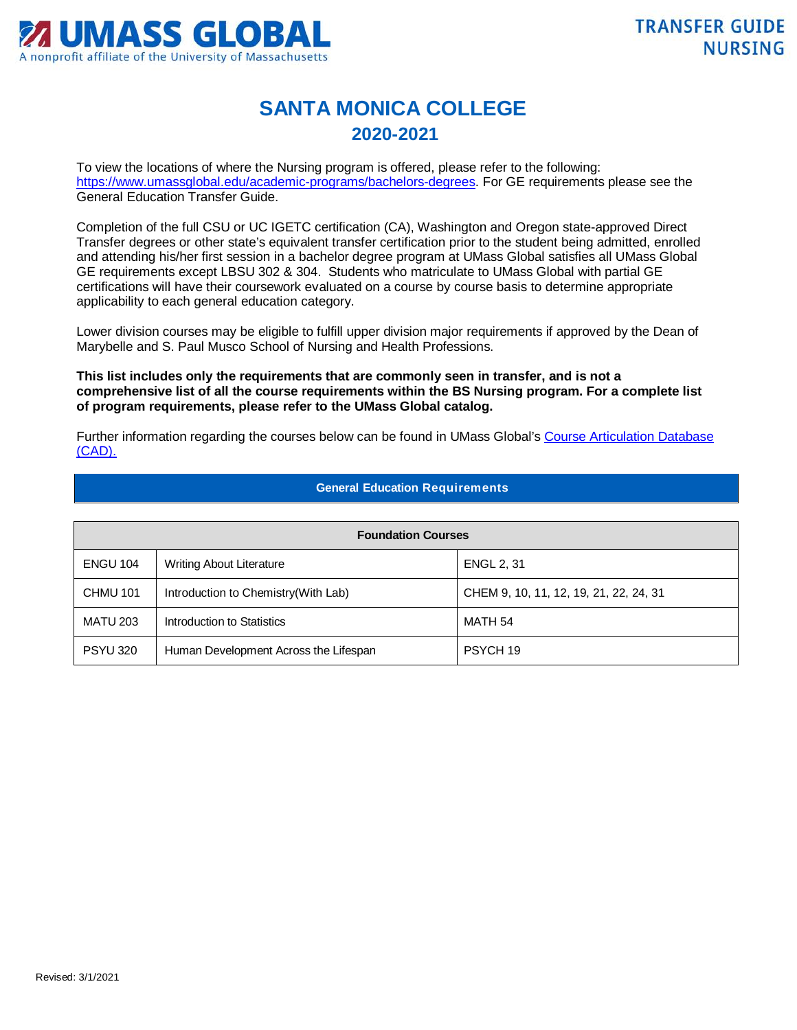UMASS GLOBAL
A nonprofit affiliate of the University of Massachusetts

TRANSFER GUIDE
NURSING

# SANTA MONICA COLLEGE
## 2020-2021

To view the locations of where the Nursing program is offered, please refer to the following: https://www.umassglobal.edu/academic-programs/bachelors-degrees. For GE requirements please see the General Education Transfer Guide.

Completion of the full CSU or UC IGETC certification (CA), Washington and Oregon state-approved Direct Transfer degrees or other state's equivalent transfer certification prior to the student being admitted, enrolled and attending his/her first session in a bachelor degree program at UMass Global satisfies all UMass Global GE requirements except LBSU 302 & 304. Students who matriculate to UMass Global with partial GE certifications will have their coursework evaluated on a course by course basis to determine appropriate applicability to each general education category.

Lower division courses may be eligible to fulfill upper division major requirements if approved by the Dean of Marybelle and S. Paul Musco School of Nursing and Health Professions.

**This list includes only the requirements that are commonly seen in transfer, and is not a comprehensive list of all the course requirements within the BS Nursing program. For a complete list of program requirements, please refer to the UMass Global catalog.**

Further information regarding the courses below can be found in UMass Global's Course Articulation Database (CAD).

### General Education Requirements

| Foundation Courses | | |
|---|---|---|
| ENGU 104 | Writing About Literature | ENGL 2, 31 |
| CHMU 101 | Introduction to Chemistry(With Lab) | CHEM 9, 10, 11, 12, 19, 21, 22, 24, 31 |
| MATU 203 | Introduction to Statistics | MATH 54 |
| PSYU 320 | Human Development Across the Lifespan | PSYCH 19 |

Revised: 3/1/2021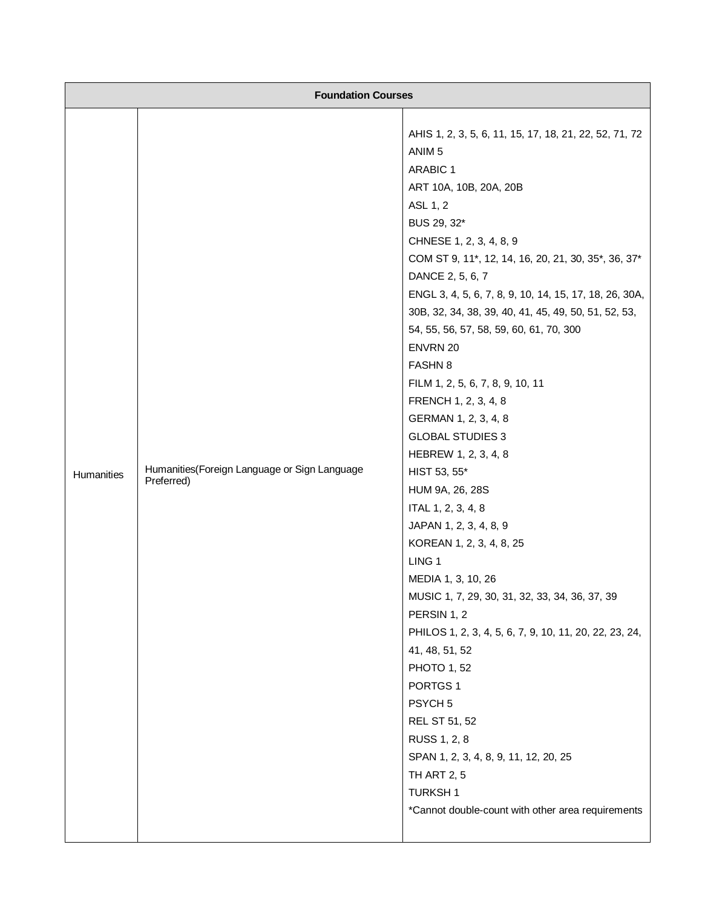| Foundation Courses | | |
|---|---|---|
| Humanities | Humanities(Foreign Language or Sign Language Preferred) | AHIS 1, 2, 3, 5, 6, 11, 15, 17, 18, 21, 22, 52, 71, 72<br>ANIM 5<br>ARABIC 1<br>ART 10A, 10B, 20A, 20B<br>ASL 1, 2<br>BUS 29, 32*<br>CHNESE 1, 2, 3, 4, 8, 9<br>COM ST 9, 11*, 12, 14, 16, 20, 21, 30, 35*, 36, 37*<br>DANCE 2, 5, 6, 7<br>ENGL 3, 4, 5, 6, 7, 8, 9, 10, 14, 15, 17, 18, 26, 30A, 30B, 32, 34, 38, 39, 40, 41, 45, 49, 50, 51, 52, 53, 54, 55, 56, 57, 58, 59, 60, 61, 70, 300<br>ENVRN 20<br>FASHN 8<br>FILM 1, 2, 5, 6, 7, 8, 9, 10, 11<br>FRENCH 1, 2, 3, 4, 8<br>GERMAN 1, 2, 3, 4, 8<br>GLOBAL STUDIES 3<br>HEBREW 1, 2, 3, 4, 8<br>HIST 53, 55*<br>HUM 9A, 26, 28S<br>ITAL 1, 2, 3, 4, 8<br>JAPAN 1, 2, 3, 4, 8, 9<br>KOREAN 1, 2, 3, 4, 8, 25<br>LING 1<br>MEDIA 1, 3, 10, 26<br>MUSIC 1, 7, 29, 30, 31, 32, 33, 34, 36, 37, 39<br>PERSIN 1, 2<br>PHILOS 1, 2, 3, 4, 5, 6, 7, 9, 10, 11, 20, 22, 23, 24, 41, 48, 51, 52<br>PHOTO 1, 52<br>PORTGS 1<br>PSYCH 5<br>REL ST 51, 52<br>RUSS 1, 2, 8<br>SPAN 1, 2, 3, 4, 8, 9, 11, 12, 20, 25<br>TH ART 2, 5<br>TURKSH 1<br>*Cannot double-count with other area requirements |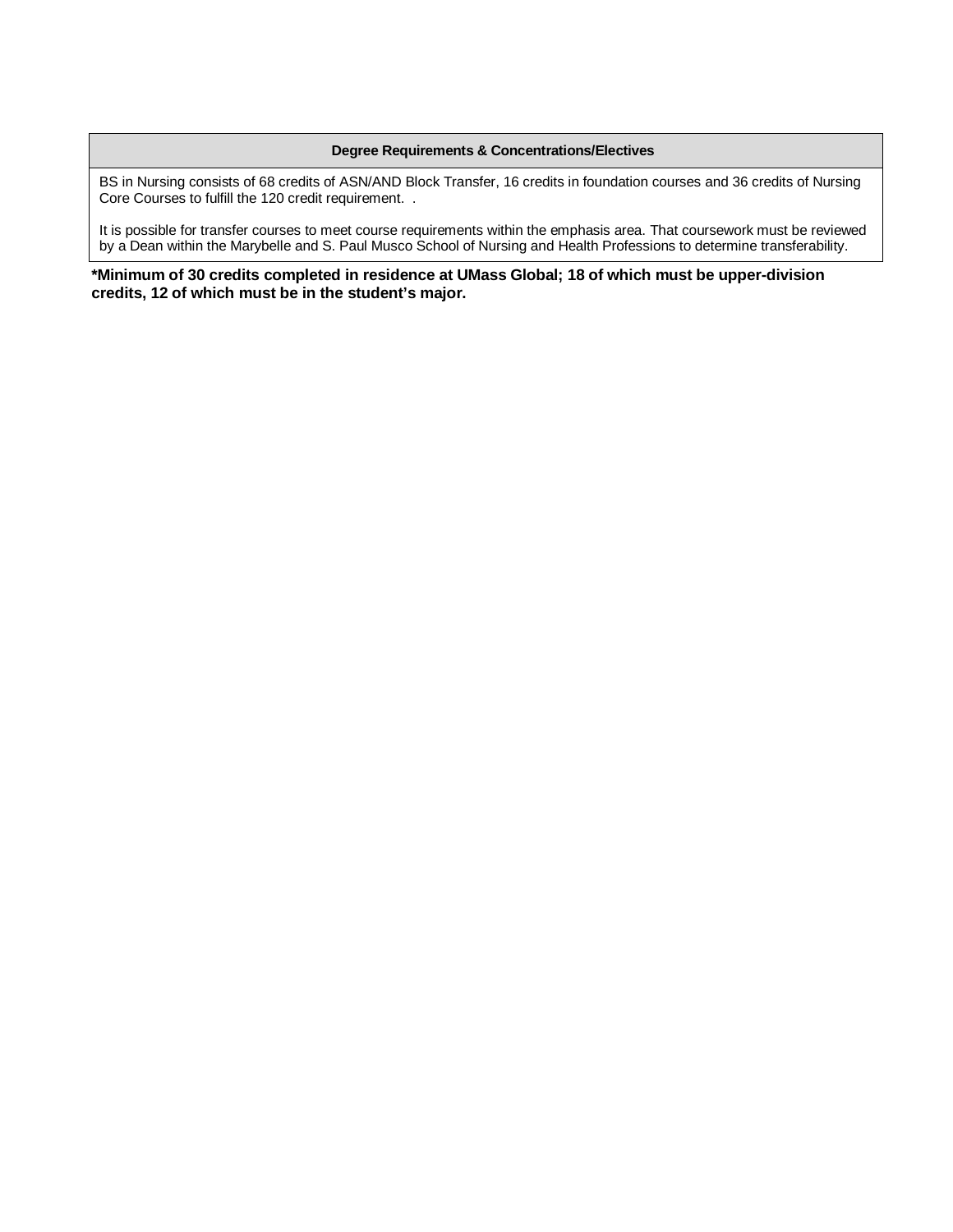| Degree Requirements & Concentrations/Electives |
| --- |
| BS in Nursing consists of 68 credits of ASN/AND Block Transfer, 16 credits in foundation courses and 36 credits of Nursing Core Courses to fulfill the 120 credit requirement. .<br><br>It is possible for transfer courses to meet course requirements within the emphasis area. That coursework must be reviewed by a Dean within the Marybelle and S. Paul Musco School of Nursing and Health Professions to determine transferability. |

**\*Minimum of 30 credits completed in residence at UMass Global; 18 of which must be upper-division credits, 12 of which must be in the student's major.**